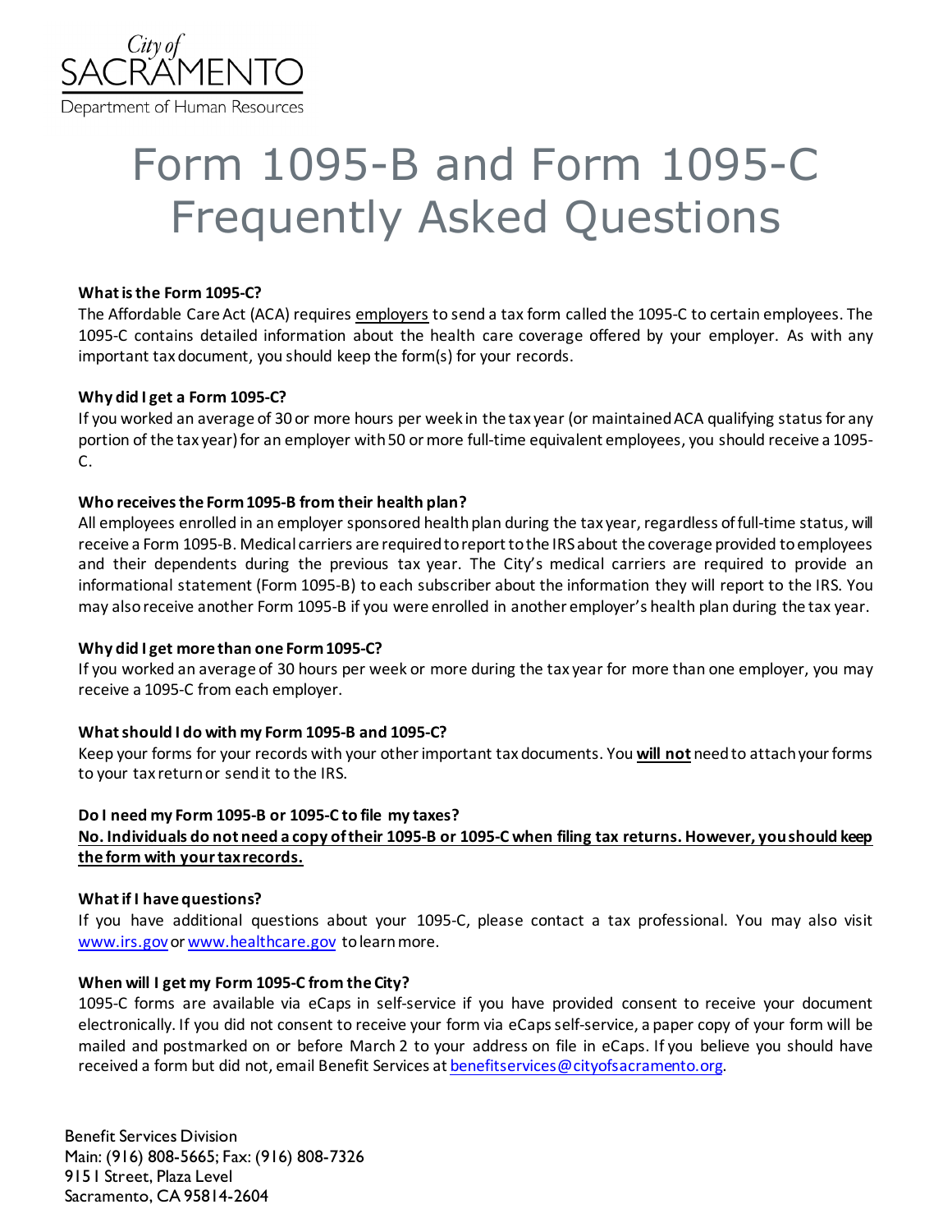City of SACRAMENTO
Department of Human Resources

# Form 1095-B and Form 1095-C Frequently Asked Questions

**What is the Form 1095-C?**

The Affordable Care Act (ACA) requires employers to send a tax form called the 1095-C to certain employees. The 1095-C contains detailed information about the health care coverage offered by your employer. As with any important tax document, you should keep the form(s) for your records.

**Why did I get a Form 1095-C?**

If you worked an average of 30 or more hours per week in the tax year (or maintained ACA qualifying status for any portion of the tax year) for an employer with 50 or more full-time equivalent employees, you should receive a 1095-C.

**Who receives the Form 1095-B from their health plan?**

All employees enrolled in an employer sponsored health plan during the tax year, regardless of full-time status, will receive a Form 1095-B. Medical carriers are required to report to the IRS about the coverage provided to employees and their dependents during the previous tax year. The City's medical carriers are required to provide an informational statement (Form 1095-B) to each subscriber about the information they will report to the IRS. You may also receive another Form 1095-B if you were enrolled in another employer's health plan during the tax year.

**Why did I get more than one Form 1095-C?**

If you worked an average of 30 hours per week or more during the tax year for more than one employer, you may receive a 1095-C from each employer.

**What should I do with my Form 1095-B and 1095-C?**

Keep your forms for your records with your other important tax documents. You **will not** need to attach your forms to your tax return or send it to the IRS.

**Do I need my Form 1095-B or 1095-C to file my taxes?**

**No. Individuals do not need a copy of their 1095-B or 1095-C when filing tax returns. However, you should keep the form with your tax records.**

**What if I have questions?**

If you have additional questions about your 1095-C, please contact a tax professional. You may also visit www.irs.gov or www.healthcare.gov to learn more.

**When will I get my Form 1095-C from the City?**

1095-C forms are available via eCaps in self-service if you have provided consent to receive your document electronically. If you did not consent to receive your form via eCaps self-service, a paper copy of your form will be mailed and postmarked on or before March 2 to your address on file in eCaps. If you believe you should have received a form but did not, email Benefit Services at benefitservices@cityofsacramento.org.

Benefit Services Division
Main: (916) 808-5665; Fax: (916) 808-7326
915 I Street, Plaza Level
Sacramento, CA 95814-2604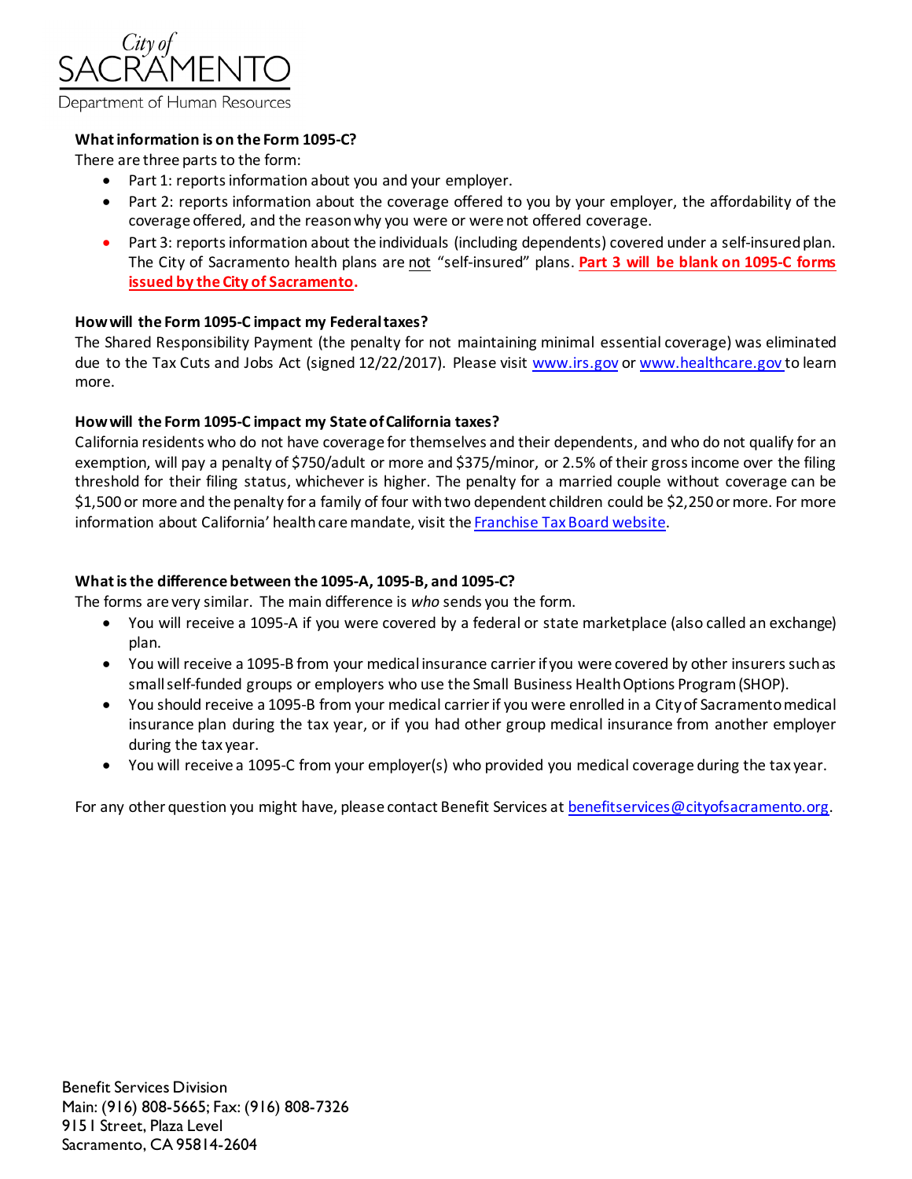City of SACRAMENTO

Department of Human Resources

**What information is on the Form 1095-C?**

There are three parts to the form:

- Part 1: reports information about you and your employer.
- Part 2: reports information about the coverage offered to you by your employer, the affordability of the coverage offered, and the reason why you were or were not offered coverage.
- Part 3: reports information about the individuals (including dependents) covered under a self-insured plan. The City of Sacramento health plans are not "self-insured" plans. **Part 3 will be blank on 1095-C forms issued by the City of Sacramento.**

**How will the Form 1095-C impact my Federal taxes?**

The Shared Responsibility Payment (the penalty for not maintaining minimal essential coverage) was eliminated due to the Tax Cuts and Jobs Act (signed 12/22/2017). Please visit www.irs.gov or www.healthcare.gov to learn more.

**How will the Form 1095-C impact my State of California taxes?**

California residents who do not have coverage for themselves and their dependents, and who do not qualify for an exemption, will pay a penalty of $750/adult or more and $375/minor, or 2.5% of their gross income over the filing threshold for their filing status, whichever is higher. The penalty for a married couple without coverage can be $1,500 or more and the penalty for a family of four with two dependent children could be $2,250 or more. For more information about California' health care mandate, visit the Franchise Tax Board website.

**What is the difference between the 1095-A, 1095-B, and 1095-C?**

The forms are very similar. The main difference is *who* sends you the form.

- You will receive a 1095-A if you were covered by a federal or state marketplace (also called an exchange) plan.
- You will receive a 1095-B from your medical insurance carrier if you were covered by other insurers such as small self-funded groups or employers who use the Small Business Health Options Program (SHOP).
- You should receive a 1095-B from your medical carrier if you were enrolled in a City of Sacramento medical insurance plan during the tax year, or if you had other group medical insurance from another employer during the tax year.
- You will receive a 1095-C from your employer(s) who provided you medical coverage during the tax year.

For any other question you might have, please contact Benefit Services at benefitservices@cityofsacramento.org.

Benefit Services Division
Main: (916) 808-5665; Fax: (916) 808-7326
915 I Street, Plaza Level
Sacramento, CA 95814-2604